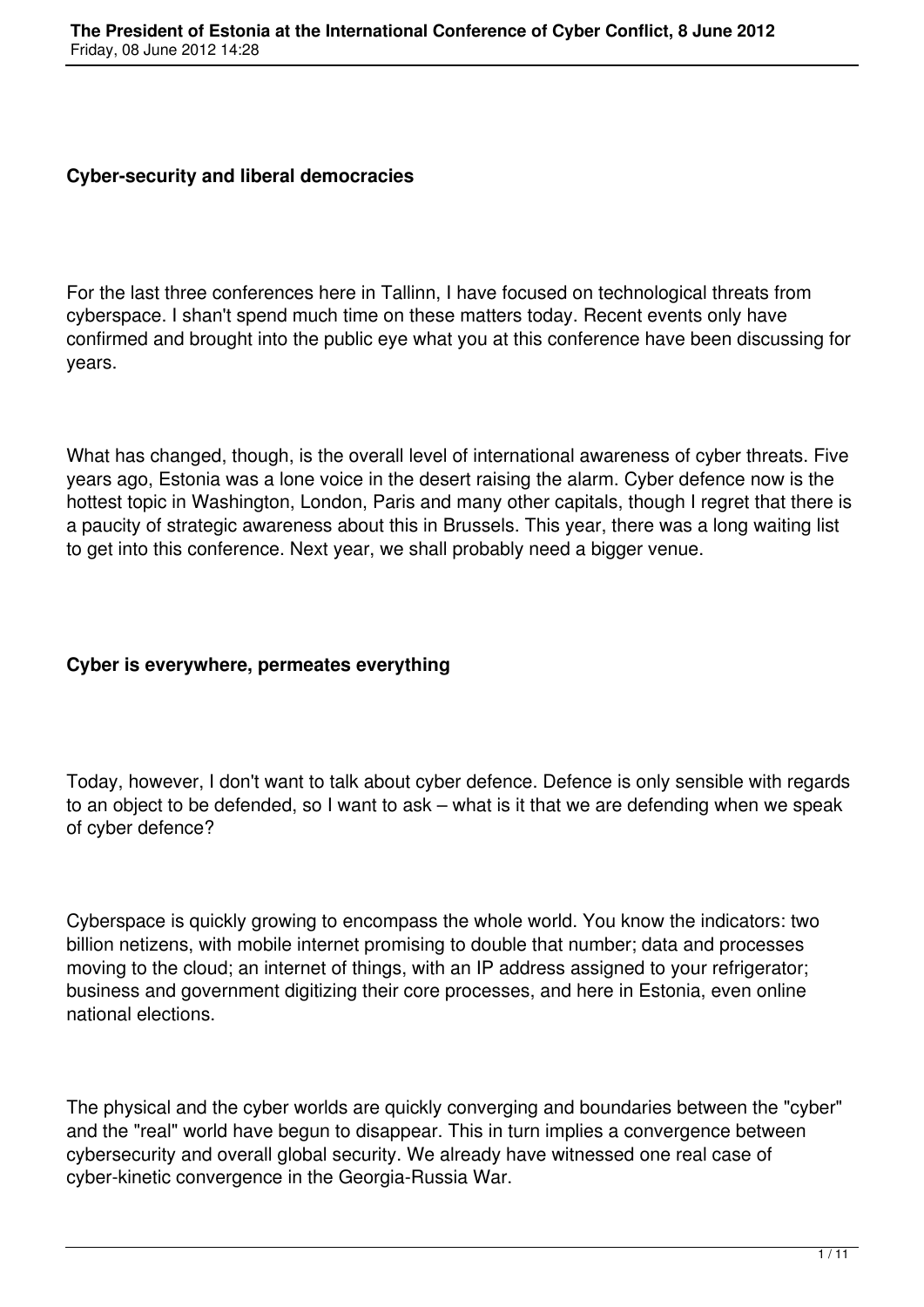**Cyber-security and liberal democracies**

For the last three conferences here in Tallinn, I have focused on technological threats from cyberspace. I shan't spend much time on these matters today. Recent events only have confirmed and brought into the public eye what you at this conference have been discussing for years.

What has changed, though, is the overall level of international awareness of cyber threats. Five years ago, Estonia was a lone voice in the desert raising the alarm. Cyber defence now is the hottest topic in Washington, London, Paris and many other capitals, though I regret that there is a paucity of strategic awareness about this in Brussels. This year, there was a long waiting list to get into this conference. Next year, we shall probably need a bigger venue.

**Cyber is everywhere, permeates everything**

Today, however, I don't want to talk about cyber defence. Defence is only sensible with regards to an object to be defended, so I want to ask – what is it that we are defending when we speak of cyber defence?

Cyberspace is quickly growing to encompass the whole world. You know the indicators: two billion netizens, with mobile internet promising to double that number; data and processes moving to the cloud; an internet of things, with an IP address assigned to your refrigerator; business and government digitizing their core processes, and here in Estonia, even online national elections.

The physical and the cyber worlds are quickly converging and boundaries between the "cyber" and the "real" world have begun to disappear. This in turn implies a convergence between cybersecurity and overall global security. We already have witnessed one real case of cyber-kinetic convergence in the Georgia-Russia War.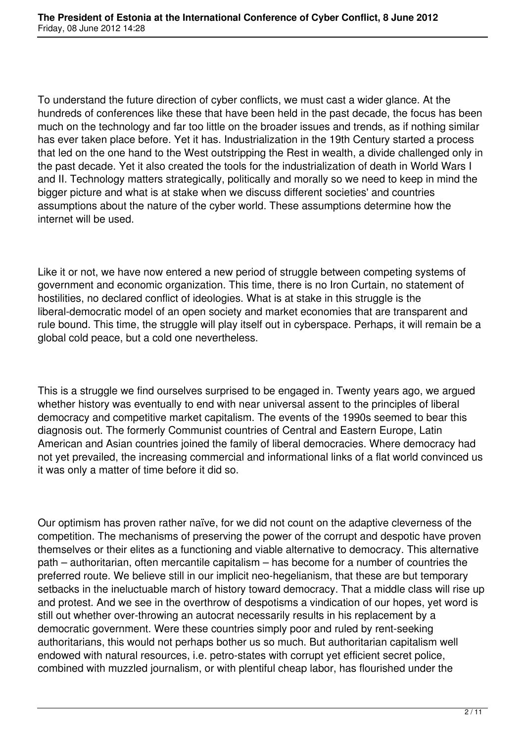To understand the future direction of cyber conflicts, we must cast a wider glance. At the hundreds of conferences like these that have been held in the past decade, the focus has been much on the technology and far too little on the broader issues and trends, as if nothing similar has ever taken place before. Yet it has. Industrialization in the 19th Century started a process that led on the one hand to the West outstripping the Rest in wealth, a divide challenged only in the past decade. Yet it also created the tools for the industrialization of death in World Wars I and II. Technology matters strategically, politically and morally so we need to keep in mind the bigger picture and what is at stake when we discuss different societies' and countries assumptions about the nature of the cyber world. These assumptions determine how the internet will be used.

Like it or not, we have now entered a new period of struggle between competing systems of government and economic organization. This time, there is no Iron Curtain, no statement of hostilities, no declared conflict of ideologies. What is at stake in this struggle is the liberal-democratic model of an open society and market economies that are transparent and rule bound. This time, the struggle will play itself out in cyberspace. Perhaps, it will remain be a global cold peace, but a cold one nevertheless.

This is a struggle we find ourselves surprised to be engaged in. Twenty years ago, we argued whether history was eventually to end with near universal assent to the principles of liberal democracy and competitive market capitalism. The events of the 1990s seemed to bear this diagnosis out. The formerly Communist countries of Central and Eastern Europe, Latin American and Asian countries joined the family of liberal democracies. Where democracy had not yet prevailed, the increasing commercial and informational links of a flat world convinced us it was only a matter of time before it did so.

Our optimism has proven rather naïve, for we did not count on the adaptive cleverness of the competition. The mechanisms of preserving the power of the corrupt and despotic have proven themselves or their elites as a functioning and viable alternative to democracy. This alternative path – authoritarian, often mercantile capitalism – has become for a number of countries the preferred route. We believe still in our implicit neo-hegelianism, that these are but temporary setbacks in the ineluctuable march of history toward democracy. That a middle class will rise up and protest. And we see in the overthrow of despotisms a vindication of our hopes, yet word is still out whether over-throwing an autocrat necessarily results in his replacement by a democratic government. Were these countries simply poor and ruled by rent-seeking authoritarians, this would not perhaps bother us so much. But authoritarian capitalism well endowed with natural resources, i.e. petro-states with corrupt yet efficient secret police, combined with muzzled journalism, or with plentiful cheap labor, has flourished under the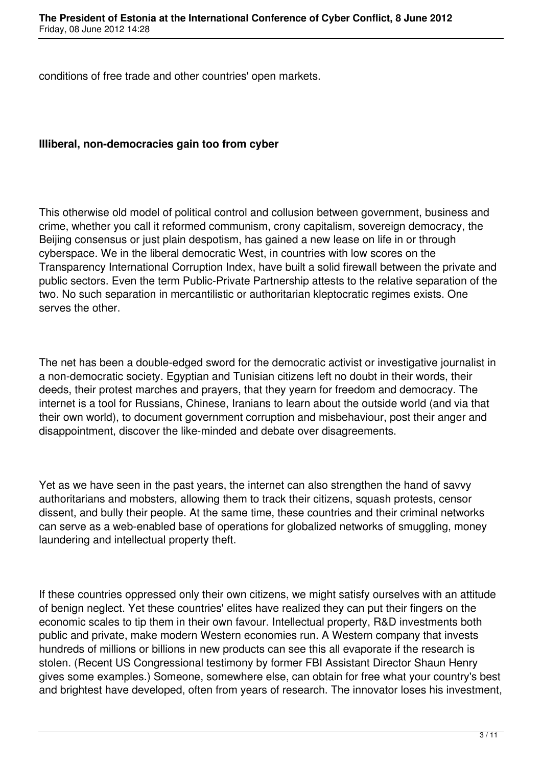conditions of free trade and other countries' open markets.

**Illiberal, non-democracies gain too from cyber**

This otherwise old model of political control and collusion between government, business and crime, whether you call it reformed communism, crony capitalism, sovereign democracy, the Beijing consensus or just plain despotism, has gained a new lease on life in or through cyberspace. We in the liberal democratic West, in countries with low scores on the Transparency International Corruption Index, have built a solid firewall between the private and public sectors. Even the term Public-Private Partnership attests to the relative separation of the two. No such separation in mercantilistic or authoritarian kleptocratic regimes exists. One serves the other.

The net has been a double-edged sword for the democratic activist or investigative journalist in a non-democratic society. Egyptian and Tunisian citizens left no doubt in their words, their deeds, their protest marches and prayers, that they yearn for freedom and democracy. The internet is a tool for Russians, Chinese, Iranians to learn about the outside world (and via that their own world), to document government corruption and misbehaviour, post their anger and disappointment, discover the like-minded and debate over disagreements.

Yet as we have seen in the past years, the internet can also strengthen the hand of savvy authoritarians and mobsters, allowing them to track their citizens, squash protests, censor dissent, and bully their people. At the same time, these countries and their criminal networks can serve as a web-enabled base of operations for globalized networks of smuggling, money laundering and intellectual property theft.

If these countries oppressed only their own citizens, we might satisfy ourselves with an attitude of benign neglect. Yet these countries' elites have realized they can put their fingers on the economic scales to tip them in their own favour. Intellectual property, R&D investments both public and private, make modern Western economies run. A Western company that invests hundreds of millions or billions in new products can see this all evaporate if the research is stolen. (Recent US Congressional testimony by former FBI Assistant Director Shaun Henry gives some examples.) Someone, somewhere else, can obtain for free what your country's best and brightest have developed, often from years of research. The innovator loses his investment,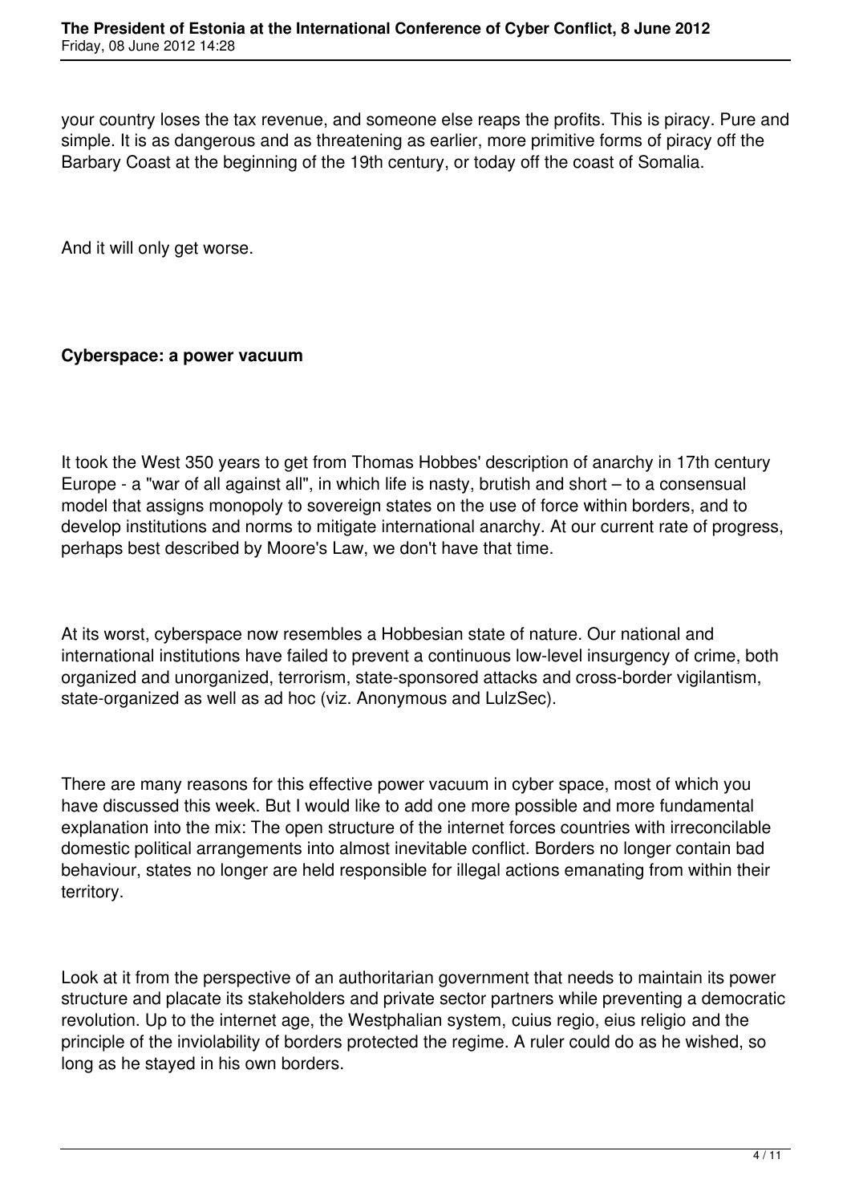your country loses the tax revenue, and someone else reaps the profits. This is piracy. Pure and simple. It is as dangerous and as threatening as earlier, more primitive forms of piracy off the Barbary Coast at the beginning of the 19th century, or today off the coast of Somalia.

And it will only get worse.

**Cyberspace: a power vacuum**

It took the West 350 years to get from Thomas Hobbes' description of anarchy in 17th century Europe - a "war of all against all", in which life is nasty, brutish and short – to a consensual model that assigns monopoly to sovereign states on the use of force within borders, and to develop institutions and norms to mitigate international anarchy. At our current rate of progress, perhaps best described by Moore's Law, we don't have that time.

At its worst, cyberspace now resembles a Hobbesian state of nature. Our national and international institutions have failed to prevent a continuous low-level insurgency of crime, both organized and unorganized, terrorism, state-sponsored attacks and cross-border vigilantism, state-organized as well as ad hoc (viz. Anonymous and LulzSec).

There are many reasons for this effective power vacuum in cyber space, most of which you have discussed this week. But I would like to add one more possible and more fundamental explanation into the mix: The open structure of the internet forces countries with irreconcilable domestic political arrangements into almost inevitable conflict. Borders no longer contain bad behaviour, states no longer are held responsible for illegal actions emanating from within their territory.

Look at it from the perspective of an authoritarian government that needs to maintain its power structure and placate its stakeholders and private sector partners while preventing a democratic revolution. Up to the internet age, the Westphalian system, cuius regio, eius religio and the principle of the inviolability of borders protected the regime. A ruler could do as he wished, so long as he stayed in his own borders.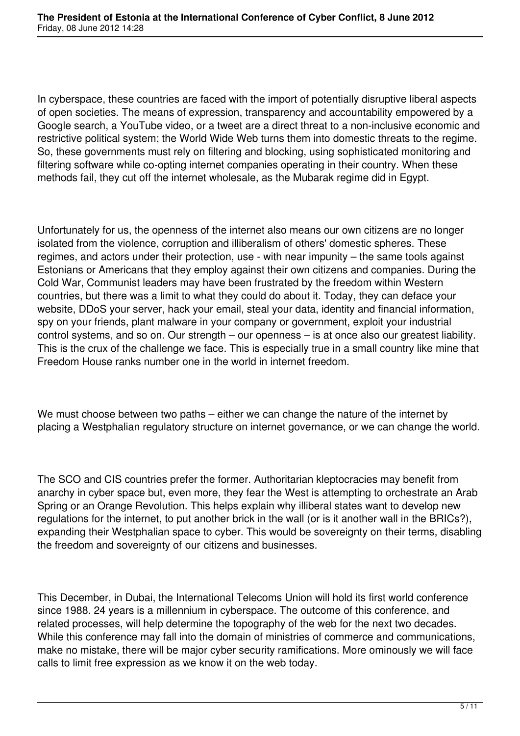In cyberspace, these countries are faced with the import of potentially disruptive liberal aspects of open societies. The means of expression, transparency and accountability empowered by a Google search, a YouTube video, or a tweet are a direct threat to a non-inclusive economic and restrictive political system; the World Wide Web turns them into domestic threats to the regime. So, these governments must rely on filtering and blocking, using sophisticated monitoring and filtering software while co-opting internet companies operating in their country. When these methods fail, they cut off the internet wholesale, as the Mubarak regime did in Egypt.

Unfortunately for us, the openness of the internet also means our own citizens are no longer isolated from the violence, corruption and illiberalism of others' domestic spheres. These regimes, and actors under their protection, use - with near impunity – the same tools against Estonians or Americans that they employ against their own citizens and companies. During the Cold War, Communist leaders may have been frustrated by the freedom within Western countries, but there was a limit to what they could do about it. Today, they can deface your website, DDoS your server, hack your email, steal your data, identity and financial information, spy on your friends, plant malware in your company or government, exploit your industrial control systems, and so on. Our strength – our openness – is at once also our greatest liability. This is the crux of the challenge we face. This is especially true in a small country like mine that Freedom House ranks number one in the world in internet freedom.

We must choose between two paths – either we can change the nature of the internet by placing a Westphalian regulatory structure on internet governance, or we can change the world.

The SCO and CIS countries prefer the former. Authoritarian kleptocracies may benefit from anarchy in cyber space but, even more, they fear the West is attempting to orchestrate an Arab Spring or an Orange Revolution. This helps explain why illiberal states want to develop new regulations for the internet, to put another brick in the wall (or is it another wall in the BRICs?), expanding their Westphalian space to cyber. This would be sovereignty on their terms, disabling the freedom and sovereignty of our citizens and businesses.

This December, in Dubai, the International Telecoms Union will hold its first world conference since 1988. 24 years is a millennium in cyberspace. The outcome of this conference, and related processes, will help determine the topography of the web for the next two decades. While this conference may fall into the domain of ministries of commerce and communications, make no mistake, there will be major cyber security ramifications. More ominously we will face calls to limit free expression as we know it on the web today.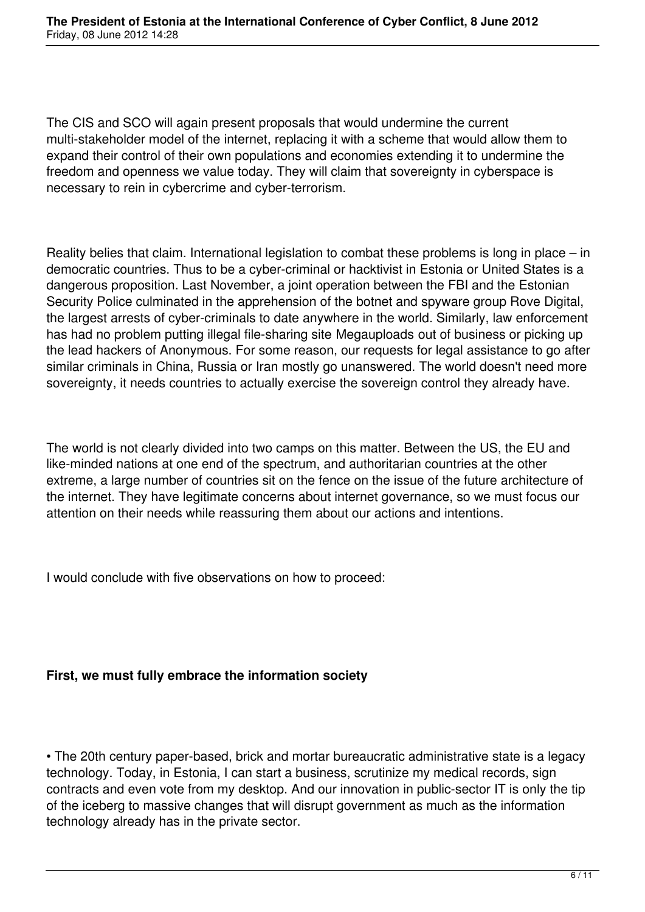The CIS and SCO will again present proposals that would undermine the current multi-stakeholder model of the internet, replacing it with a scheme that would allow them to expand their control of their own populations and economies extending it to undermine the freedom and openness we value today. They will claim that sovereignty in cyberspace is necessary to rein in cybercrime and cyber-terrorism.

Reality belies that claim. International legislation to combat these problems is long in place – in democratic countries. Thus to be a cyber-criminal or hacktivist in Estonia or United States is a dangerous proposition. Last November, a joint operation between the FBI and the Estonian Security Police culminated in the apprehension of the botnet and spyware group Rove Digital, the largest arrests of cyber-criminals to date anywhere in the world. Similarly, law enforcement has had no problem putting illegal file-sharing site Megauploads out of business or picking up the lead hackers of Anonymous. For some reason, our requests for legal assistance to go after similar criminals in China, Russia or Iran mostly go unanswered. The world doesn't need more sovereignty, it needs countries to actually exercise the sovereign control they already have.

The world is not clearly divided into two camps on this matter. Between the US, the EU and like-minded nations at one end of the spectrum, and authoritarian countries at the other extreme, a large number of countries sit on the fence on the issue of the future architecture of the internet. They have legitimate concerns about internet governance, so we must focus our attention on their needs while reassuring them about our actions and intentions.

I would conclude with five observations on how to proceed:

**First, we must fully embrace the information society**

• The 20th century paper-based, brick and mortar bureaucratic administrative state is a legacy technology. Today, in Estonia, I can start a business, scrutinize my medical records, sign contracts and even vote from my desktop. And our innovation in public-sector IT is only the tip of the iceberg to massive changes that will disrupt government as much as the information technology already has in the private sector.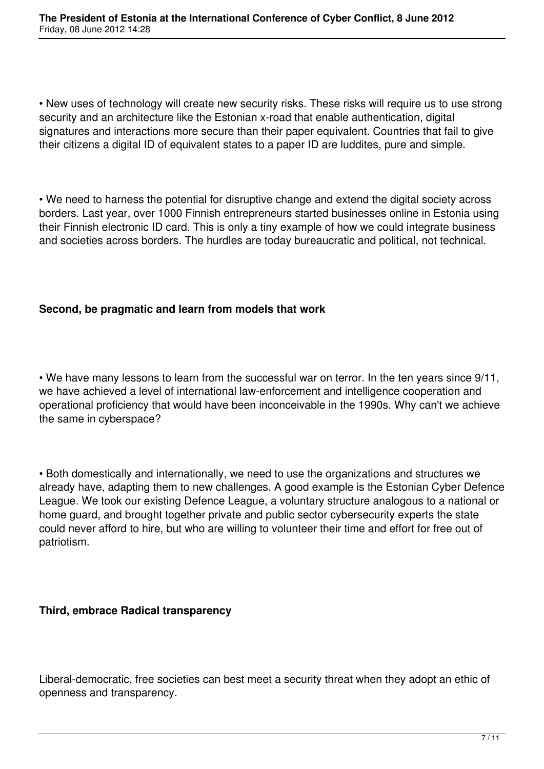• New uses of technology will create new security risks. These risks will require us to use strong security and an architecture like the Estonian x-road that enable authentication, digital signatures and interactions more secure than their paper equivalent. Countries that fail to give their citizens a digital ID of equivalent states to a paper ID are luddites, pure and simple.

• We need to harness the potential for disruptive change and extend the digital society across borders. Last year, over 1000 Finnish entrepreneurs started businesses online in Estonia using their Finnish electronic ID card. This is only a tiny example of how we could integrate business and societies across borders. The hurdles are today bureaucratic and political, not technical.

**Second, be pragmatic and learn from models that work**

• We have many lessons to learn from the successful war on terror. In the ten years since 9/11, we have achieved a level of international law-enforcement and intelligence cooperation and operational proficiency that would have been inconceivable in the 1990s. Why can't we achieve the same in cyberspace?

• Both domestically and internationally, we need to use the organizations and structures we already have, adapting them to new challenges. A good example is the Estonian Cyber Defence League. We took our existing Defence League, a voluntary structure analogous to a national or home guard, and brought together private and public sector cybersecurity experts the state could never afford to hire, but who are willing to volunteer their time and effort for free out of patriotism.

**Third, embrace Radical transparency**

Liberal-democratic, free societies can best meet a security threat when they adopt an ethic of openness and transparency.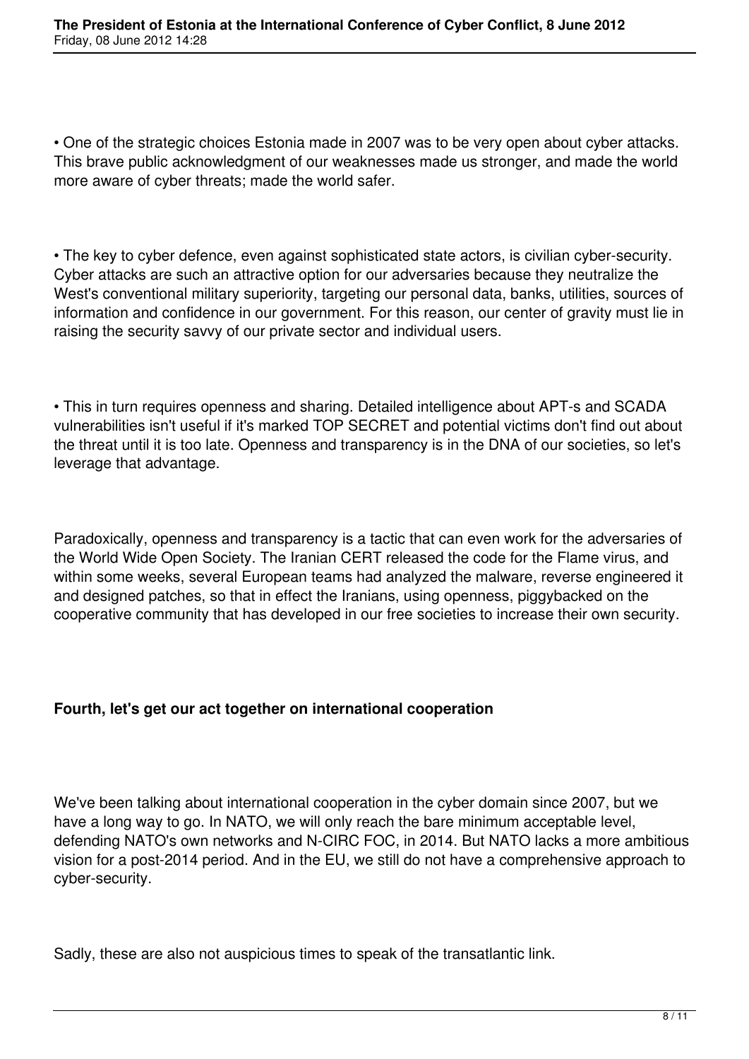- One of the strategic choices Estonia made in 2007 was to be very open about cyber attacks. This brave public acknowledgment of our weaknesses made us stronger, and made the world more aware of cyber threats; made the world safer.

- The key to cyber defence, even against sophisticated state actors, is civilian cyber-security. Cyber attacks are such an attractive option for our adversaries because they neutralize the West's conventional military superiority, targeting our personal data, banks, utilities, sources of information and confidence in our government. For this reason, our center of gravity must lie in raising the security savvy of our private sector and individual users.

- This in turn requires openness and sharing. Detailed intelligence about APT-s and SCADA vulnerabilities isn't useful if it's marked TOP SECRET and potential victims don't find out about the threat until it is too late. Openness and transparency is in the DNA of our societies, so let's leverage that advantage.

Paradoxically, openness and transparency is a tactic that can even work for the adversaries of the World Wide Open Society. The Iranian CERT released the code for the Flame virus, and within some weeks, several European teams had analyzed the malware, reverse engineered it and designed patches, so that in effect the Iranians, using openness, piggybacked on the cooperative community that has developed in our free societies to increase their own security.

**Fourth, let's get our act together on international cooperation**

We've been talking about international cooperation in the cyber domain since 2007, but we have a long way to go. In NATO, we will only reach the bare minimum acceptable level, defending NATO's own networks and N-CIRC FOC, in 2014. But NATO lacks a more ambitious vision for a post-2014 period. And in the EU, we still do not have a comprehensive approach to cyber-security.

Sadly, these are also not auspicious times to speak of the transatlantic link.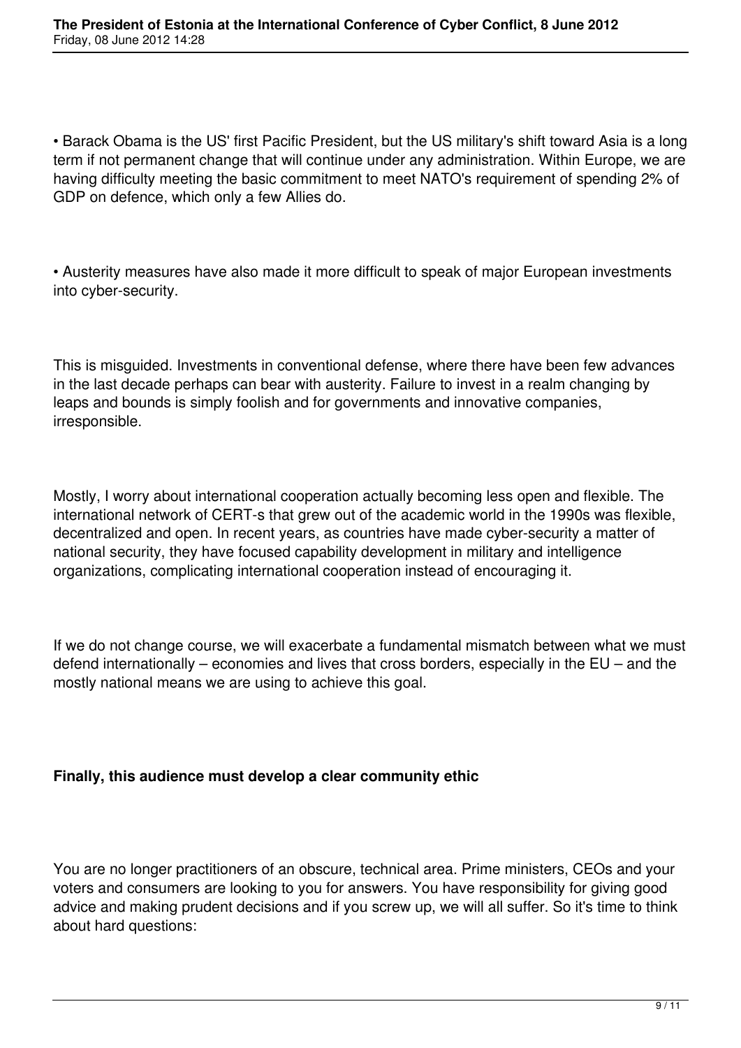- Barack Obama is the US' first Pacific President, but the US military's shift toward Asia is a long term if not permanent change that will continue under any administration. Within Europe, we are having difficulty meeting the basic commitment to meet NATO's requirement of spending 2% of GDP on defence, which only a few Allies do.

- Austerity measures have also made it more difficult to speak of major European investments into cyber-security.

This is misguided. Investments in conventional defense, where there have been few advances in the last decade perhaps can bear with austerity. Failure to invest in a realm changing by leaps and bounds is simply foolish and for governments and innovative companies, irresponsible.

Mostly, I worry about international cooperation actually becoming less open and flexible. The international network of CERT-s that grew out of the academic world in the 1990s was flexible, decentralized and open. In recent years, as countries have made cyber-security a matter of national security, they have focused capability development in military and intelligence organizations, complicating international cooperation instead of encouraging it.

If we do not change course, we will exacerbate a fundamental mismatch between what we must defend internationally – economies and lives that cross borders, especially in the EU – and the mostly national means we are using to achieve this goal.

**Finally, this audience must develop a clear community ethic**

You are no longer practitioners of an obscure, technical area. Prime ministers, CEOs and your voters and consumers are looking to you for answers. You have responsibility for giving good advice and making prudent decisions and if you screw up, we will all suffer. So it's time to think about hard questions: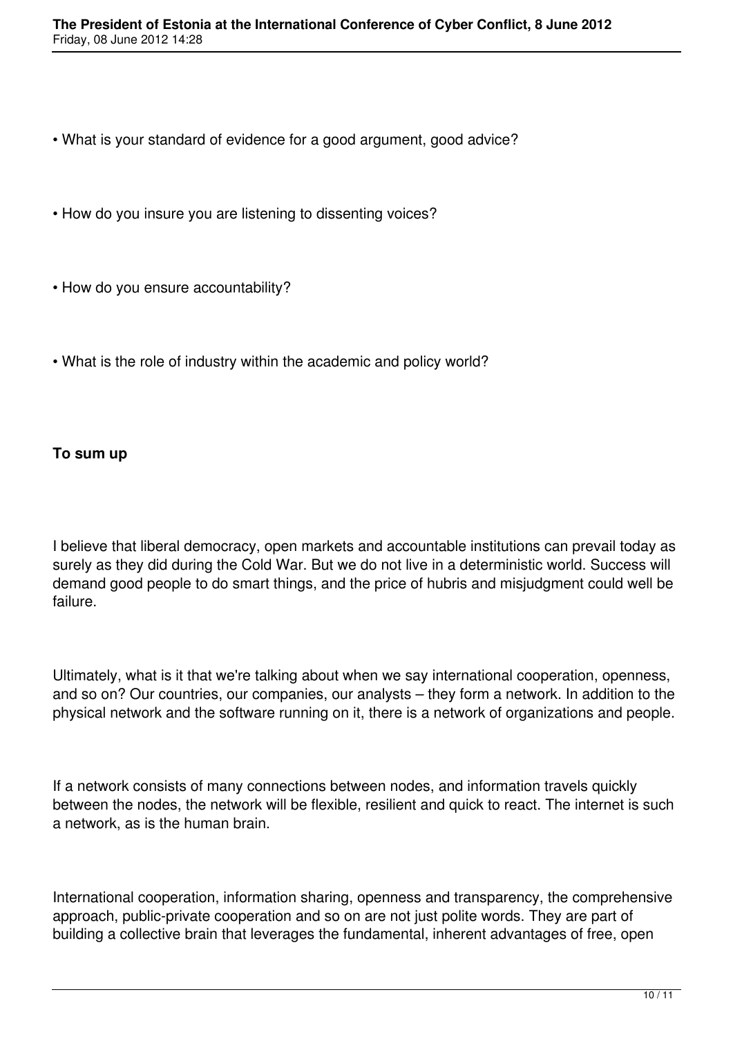- What is your standard of evidence for a good argument, good advice?
- How do you insure you are listening to dissenting voices?
- How do you ensure accountability?
- What is the role of industry within the academic and policy world?

**To sum up**

I believe that liberal democracy, open markets and accountable institutions can prevail today as surely as they did during the Cold War. But we do not live in a deterministic world. Success will demand good people to do smart things, and the price of hubris and misjudgment could well be failure.

Ultimately, what is it that we're talking about when we say international cooperation, openness, and so on? Our countries, our companies, our analysts – they form a network. In addition to the physical network and the software running on it, there is a network of organizations and people.

If a network consists of many connections between nodes, and information travels quickly between the nodes, the network will be flexible, resilient and quick to react. The internet is such a network, as is the human brain.

International cooperation, information sharing, openness and transparency, the comprehensive approach, public-private cooperation and so on are not just polite words. They are part of building a collective brain that leverages the fundamental, inherent advantages of free, open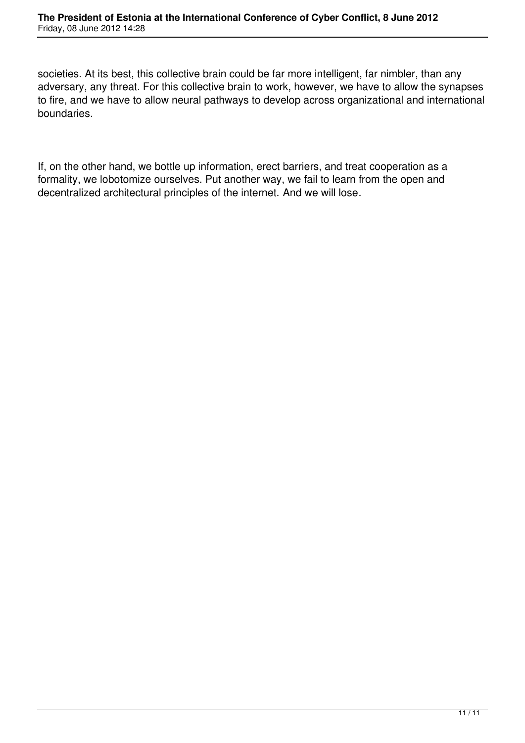societies. At its best, this collective brain could be far more intelligent, far nimbler, than any adversary, any threat. For this collective brain to work, however, we have to allow the synapses to fire, and we have to allow neural pathways to develop across organizational and international boundaries.

If, on the other hand, we bottle up information, erect barriers, and treat cooperation as a formality, we lobotomize ourselves. Put another way, we fail to learn from the open and decentralized architectural principles of the internet. And we will lose.